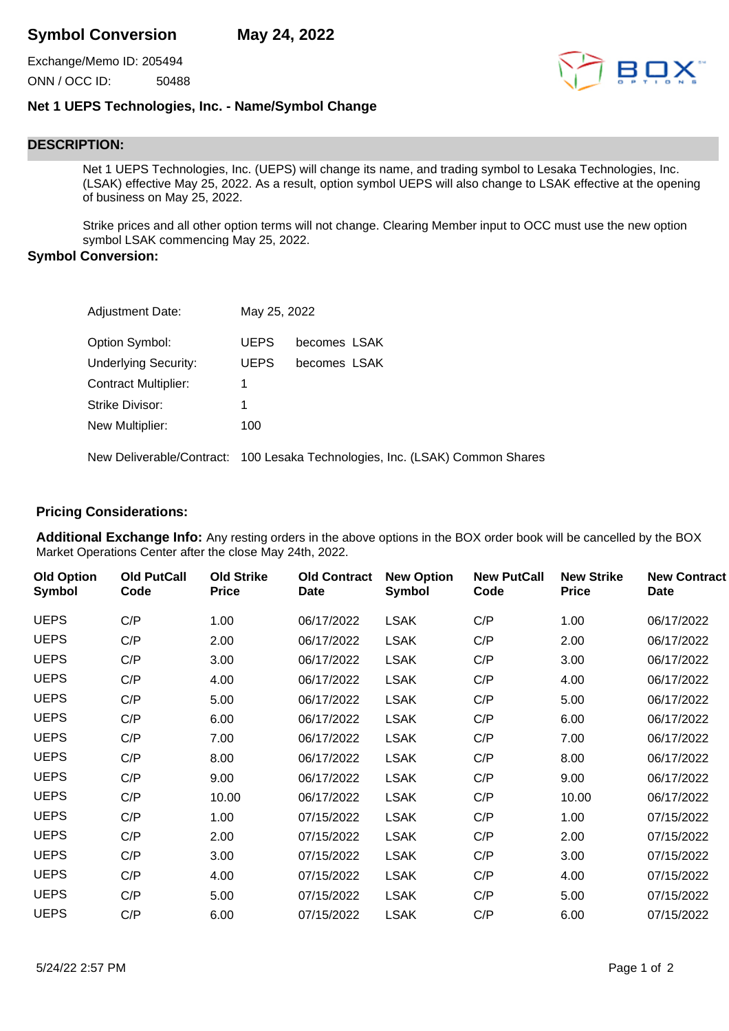# Symbol Conversion — May 24, 2022

Exchange/Memo ID: 205494

ONN / OCC ID: 50488

## Net 1 UEPS Technologies, Inc. - Name/Symbol Change

## DESCRIPTION:

Net 1 UEPS Technologies, Inc. (UEPS) will change its name, and trading symbol to Lesaka Technologies, Inc. (LSAK) effective May 25, 2022. As a result, option symbol UEPS will also change to LSAK effective at the opening of business on May 25, 2022.

Strike prices and all other option terms will not change. Clearing Member input to OCC must use the new option symbol LSAK commencing May 25, 2022.

## Symbol Conversion:

Adjustment Date: May 25, 2022

Option Symbol: UEPS becomes LSAK

Underlying Security: UEPS becomes LSAK

Contract Multiplier: 1

Strike Divisor: 1

New Multiplier: 100

New Deliverable/Contract: 100 Lesaka Technologies, Inc. (LSAK) Common Shares

## Pricing Considerations:

**Additional Exchange Info:** Any resting orders in the above options in the BOX order book will be cancelled by the BOX Market Operations Center after the close May 24th, 2022.

| Old Option Symbol | Old PutCall Code | Old Strike Price | Old Contract Date | New Option Symbol | New PutCall Code | New Strike Price | New Contract Date |
|---|---|---|---|---|---|---|---|
| UEPS | C/P | 1.00 | 06/17/2022 | LSAK | C/P | 1.00 | 06/17/2022 |
| UEPS | C/P | 2.00 | 06/17/2022 | LSAK | C/P | 2.00 | 06/17/2022 |
| UEPS | C/P | 3.00 | 06/17/2022 | LSAK | C/P | 3.00 | 06/17/2022 |
| UEPS | C/P | 4.00 | 06/17/2022 | LSAK | C/P | 4.00 | 06/17/2022 |
| UEPS | C/P | 5.00 | 06/17/2022 | LSAK | C/P | 5.00 | 06/17/2022 |
| UEPS | C/P | 6.00 | 06/17/2022 | LSAK | C/P | 6.00 | 06/17/2022 |
| UEPS | C/P | 7.00 | 06/17/2022 | LSAK | C/P | 7.00 | 06/17/2022 |
| UEPS | C/P | 8.00 | 06/17/2022 | LSAK | C/P | 8.00 | 06/17/2022 |
| UEPS | C/P | 9.00 | 06/17/2022 | LSAK | C/P | 9.00 | 06/17/2022 |
| UEPS | C/P | 10.00 | 06/17/2022 | LSAK | C/P | 10.00 | 06/17/2022 |
| UEPS | C/P | 1.00 | 07/15/2022 | LSAK | C/P | 1.00 | 07/15/2022 |
| UEPS | C/P | 2.00 | 07/15/2022 | LSAK | C/P | 2.00 | 07/15/2022 |
| UEPS | C/P | 3.00 | 07/15/2022 | LSAK | C/P | 3.00 | 07/15/2022 |
| UEPS | C/P | 4.00 | 07/15/2022 | LSAK | C/P | 4.00 | 07/15/2022 |
| UEPS | C/P | 5.00 | 07/15/2022 | LSAK | C/P | 5.00 | 07/15/2022 |
| UEPS | C/P | 6.00 | 07/15/2022 | LSAK | C/P | 6.00 | 07/15/2022 |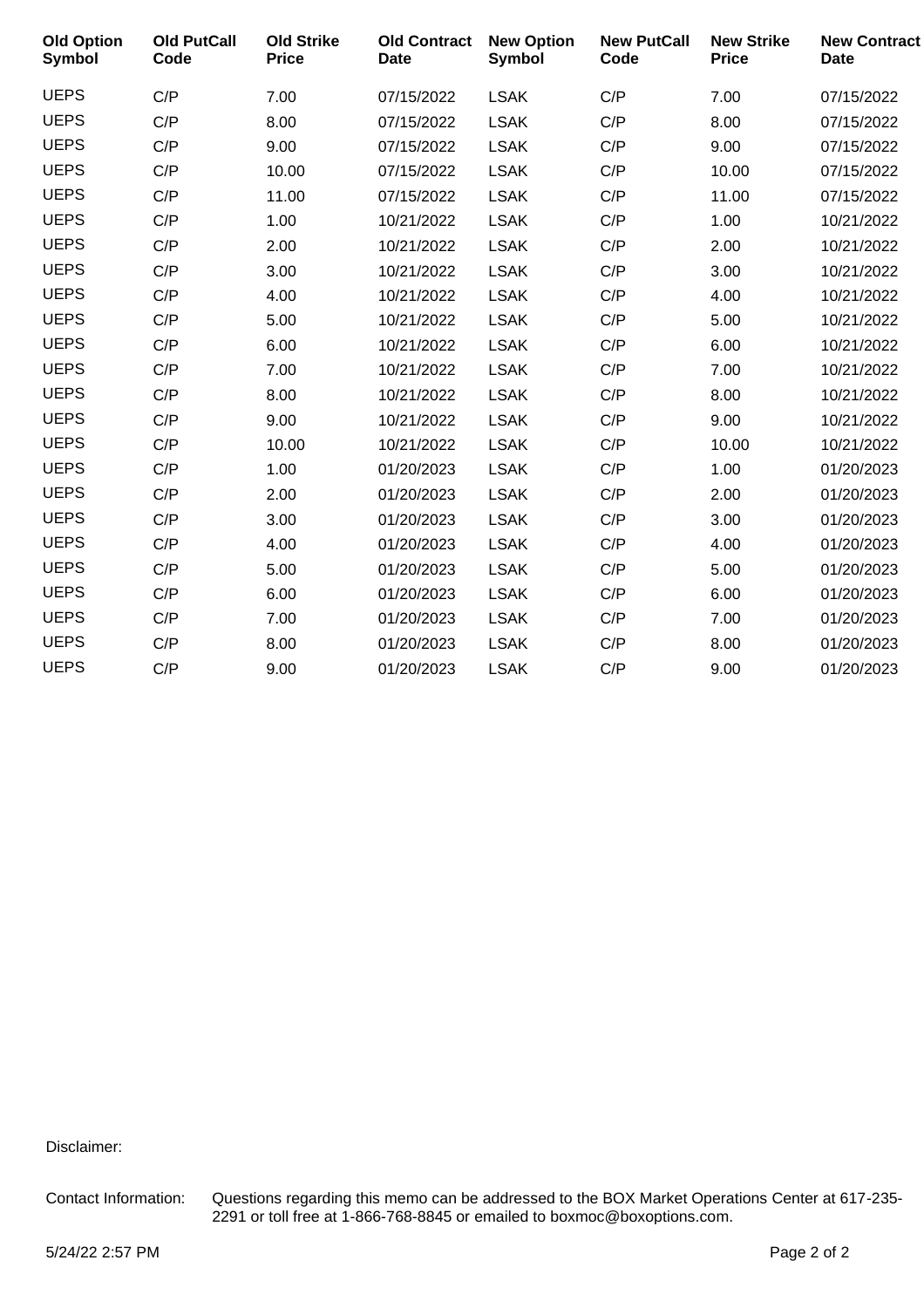| Old Option Symbol | Old PutCall Code | Old Strike Price | Old Contract Date | New Option Symbol | New PutCall Code | New Strike Price | New Contract Date |
|---|---|---|---|---|---|---|---|
| UEPS | C/P | 7.00 | 07/15/2022 | LSAK | C/P | 7.00 | 07/15/2022 |
| UEPS | C/P | 8.00 | 07/15/2022 | LSAK | C/P | 8.00 | 07/15/2022 |
| UEPS | C/P | 9.00 | 07/15/2022 | LSAK | C/P | 9.00 | 07/15/2022 |
| UEPS | C/P | 10.00 | 07/15/2022 | LSAK | C/P | 10.00 | 07/15/2022 |
| UEPS | C/P | 11.00 | 07/15/2022 | LSAK | C/P | 11.00 | 07/15/2022 |
| UEPS | C/P | 1.00 | 10/21/2022 | LSAK | C/P | 1.00 | 10/21/2022 |
| UEPS | C/P | 2.00 | 10/21/2022 | LSAK | C/P | 2.00 | 10/21/2022 |
| UEPS | C/P | 3.00 | 10/21/2022 | LSAK | C/P | 3.00 | 10/21/2022 |
| UEPS | C/P | 4.00 | 10/21/2022 | LSAK | C/P | 4.00 | 10/21/2022 |
| UEPS | C/P | 5.00 | 10/21/2022 | LSAK | C/P | 5.00 | 10/21/2022 |
| UEPS | C/P | 6.00 | 10/21/2022 | LSAK | C/P | 6.00 | 10/21/2022 |
| UEPS | C/P | 7.00 | 10/21/2022 | LSAK | C/P | 7.00 | 10/21/2022 |
| UEPS | C/P | 8.00 | 10/21/2022 | LSAK | C/P | 8.00 | 10/21/2022 |
| UEPS | C/P | 9.00 | 10/21/2022 | LSAK | C/P | 9.00 | 10/21/2022 |
| UEPS | C/P | 10.00 | 10/21/2022 | LSAK | C/P | 10.00 | 10/21/2022 |
| UEPS | C/P | 1.00 | 01/20/2023 | LSAK | C/P | 1.00 | 01/20/2023 |
| UEPS | C/P | 2.00 | 01/20/2023 | LSAK | C/P | 2.00 | 01/20/2023 |
| UEPS | C/P | 3.00 | 01/20/2023 | LSAK | C/P | 3.00 | 01/20/2023 |
| UEPS | C/P | 4.00 | 01/20/2023 | LSAK | C/P | 4.00 | 01/20/2023 |
| UEPS | C/P | 5.00 | 01/20/2023 | LSAK | C/P | 5.00 | 01/20/2023 |
| UEPS | C/P | 6.00 | 01/20/2023 | LSAK | C/P | 6.00 | 01/20/2023 |
| UEPS | C/P | 7.00 | 01/20/2023 | LSAK | C/P | 7.00 | 01/20/2023 |
| UEPS | C/P | 8.00 | 01/20/2023 | LSAK | C/P | 8.00 | 01/20/2023 |
| UEPS | C/P | 9.00 | 01/20/2023 | LSAK | C/P | 9.00 | 01/20/2023 |

Disclaimer:

Contact Information: Questions regarding this memo can be addressed to the BOX Market Operations Center at 617-235-2291 or toll free at 1-866-768-8845 or emailed to boxmoc@boxoptions.com.

5/24/22 2:57 PM